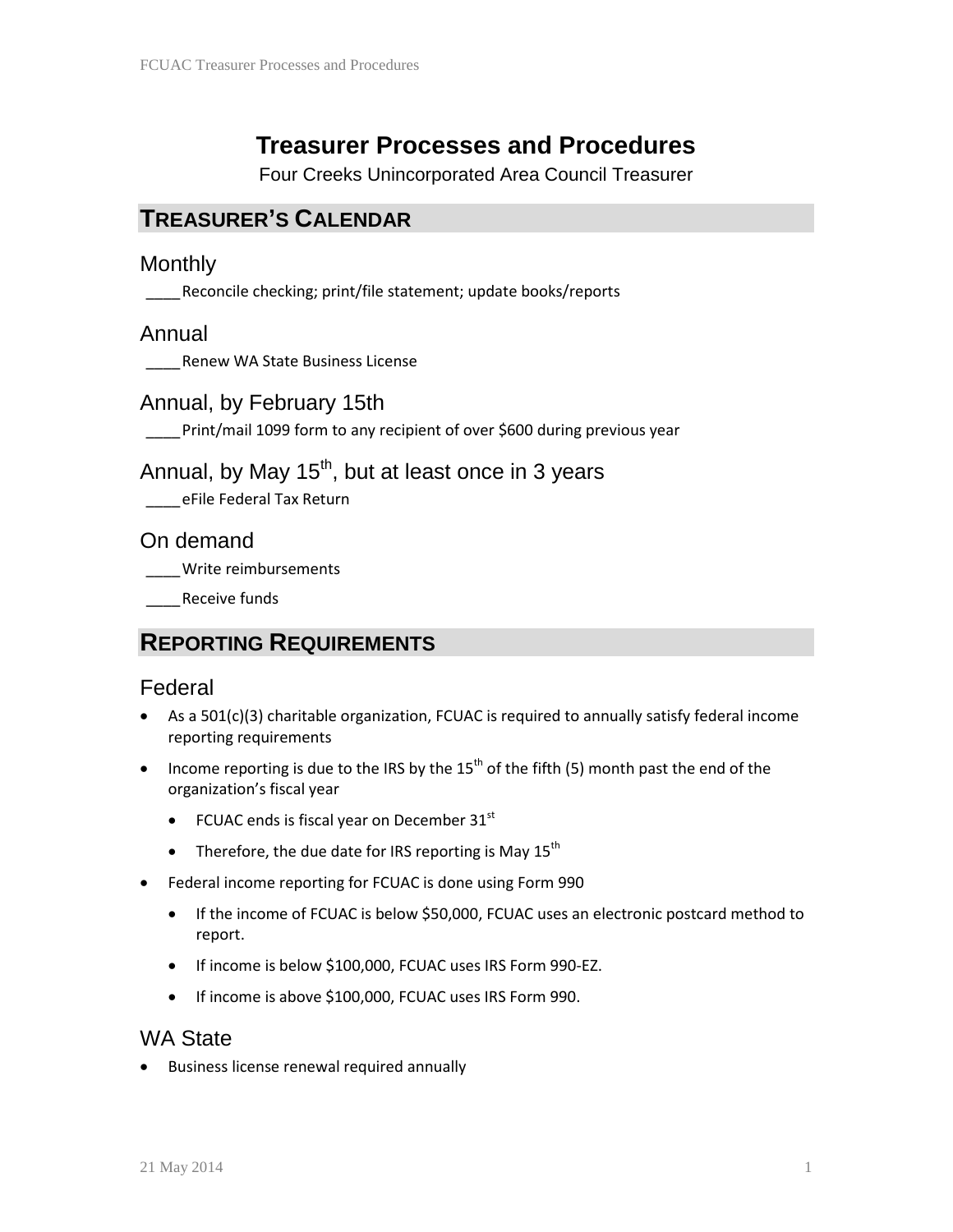# Treasurer Processes and Procedures

Four Creeks Unincorporated Area Council Treasurer

## TREASURER'S CALENDAR

### Monthly

____Reconcile checking; print/file statement; update books/reports

### Annual

____Renew WA State Business License

### Annual, by February 15th

____Print/mail 1099 form to any recipient of over $600 during previous year

### Annual, by May 15th, but at least once in 3 years

____eFile Federal Tax Return

### On demand

____Write reimbursements

____Receive funds

## REPORTING REQUIREMENTS

### Federal

- As a 501(c)(3) charitable organization, FCUAC is required to annually satisfy federal income reporting requirements
- Income reporting is due to the IRS by the 15th of the fifth (5) month past the end of the organization's fiscal year
  - FCUAC ends is fiscal year on December 31st
  - Therefore, the due date for IRS reporting is May 15th
- Federal income reporting for FCUAC is done using Form 990
  - If the income of FCUAC is below $50,000, FCUAC uses an electronic postcard method to report.
  - If income is below $100,000, FCUAC uses IRS Form 990-EZ.
  - If income is above $100,000, FCUAC uses IRS Form 990.

### WA State

- Business license renewal required annually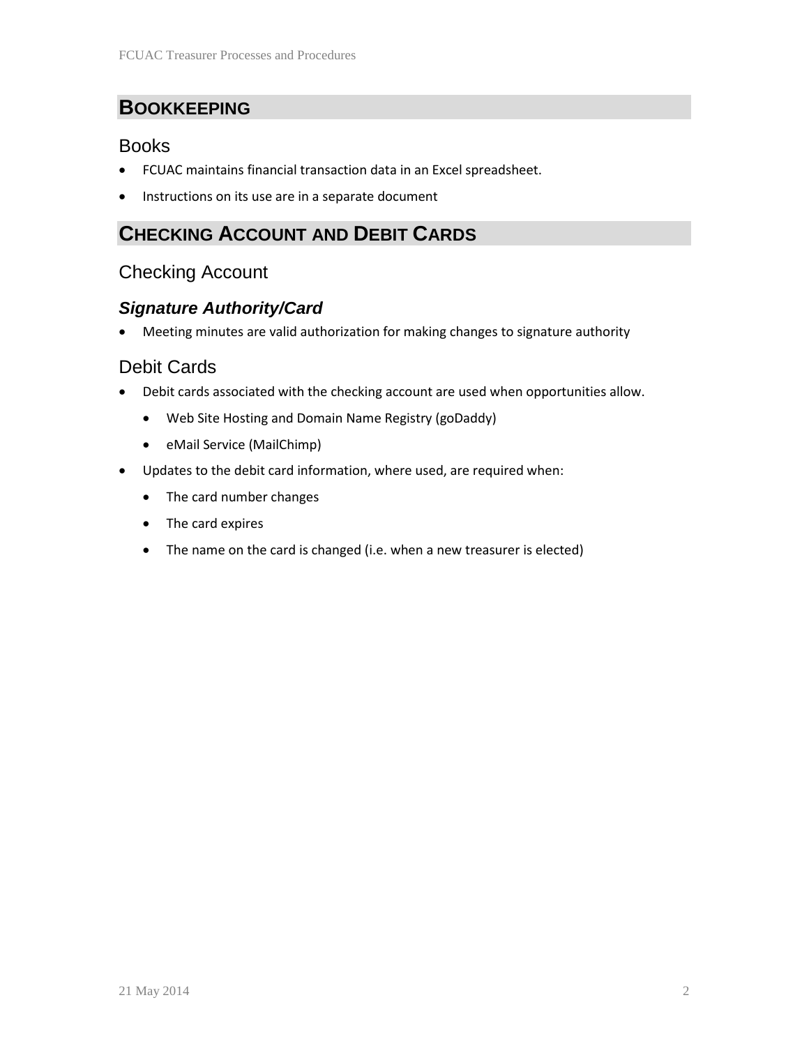# Bookkeeping

## Books

- FCUAC maintains financial transaction data in an Excel spreadsheet.
- Instructions on its use are in a separate document

# Checking Account and Debit Cards

## Checking Account

### *Signature Authority/Card*

- Meeting minutes are valid authorization for making changes to signature authority

## Debit Cards

- Debit cards associated with the checking account are used when opportunities allow.
  - Web Site Hosting and Domain Name Registry (goDaddy)
  - eMail Service (MailChimp)
- Updates to the debit card information, where used, are required when:
  - The card number changes
  - The card expires
  - The name on the card is changed (i.e. when a new treasurer is elected)